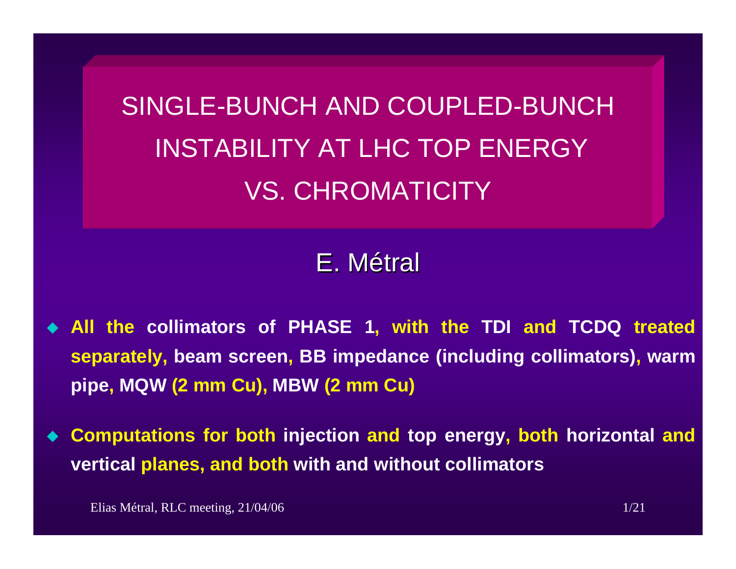# SINGLE-BUNCH AND COUPLED-BUNCH INSTABILITY AT LHC TOP ENERGY VS. CHROMATICITY

E. Métral

- **All the collimators of PHASE 1, with the TDI and TCDQ treated separately, beam screen, BB impedance (including collimators), warm pipe, MQW (2 mm Cu), MBW (2 mm Cu)**

- **Computations for both injection and top energy, both horizontal and vertical planes, and both with and without collimators**

Elias Métral, RLC meeting, 21/04/06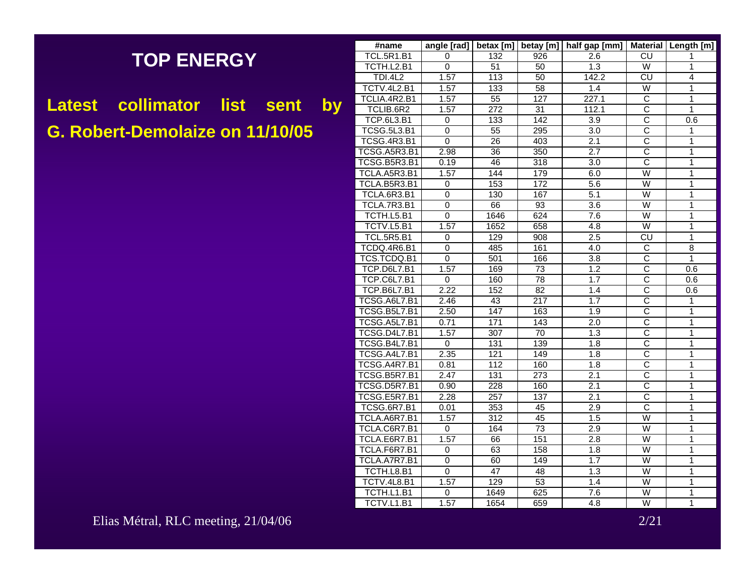# TOP ENERGY

**Latest collimator list sent by G. Robert-Demolaize on 11/10/05**

| #name | angle [rad] | betax [m] | betay [m] | half gap [mm] | Material | Length [m] |
|---|---|---|---|---|---|---|
| TCL.5R1.B1 | 0 | 132 | 926 | 2.6 | CU | 1 |
| TCTH.L2.B1 | 0 | 51 | 50 | 1.3 | W | 1 |
| TDI.4L2 | 1.57 | 113 | 50 | 142.2 | CU | 4 |
| TCTV.4L2.B1 | 1.57 | 133 | 58 | 1.4 | W | 1 |
| TCLIA.4R2.B1 | 1.57 | 55 | 127 | 227.1 | C | 1 |
| TCLIB.6R2 | 1.57 | 272 | 31 | 112.1 | C | 1 |
| TCP.6L3.B1 | 0 | 133 | 142 | 3.9 | C | 0.6 |
| TCSG.5L3.B1 | 0 | 55 | 295 | 3.0 | C | 1 |
| TCSG.4R3.B1 | 0 | 26 | 403 | 2.1 | C | 1 |
| TCSG.A5R3.B1 | 2.98 | 36 | 350 | 2.7 | C | 1 |
| TCSG.B5R3.B1 | 0.19 | 46 | 318 | 3.0 | C | 1 |
| TCLA.A5R3.B1 | 1.57 | 144 | 179 | 6.0 | W | 1 |
| TCLA.B5R3.B1 | 0 | 153 | 172 | 5.6 | W | 1 |
| TCLA.6R3.B1 | 0 | 130 | 167 | 5.1 | W | 1 |
| TCLA.7R3.B1 | 0 | 66 | 93 | 3.6 | W | 1 |
| TCTH.L5.B1 | 0 | 1646 | 624 | 7.6 | W | 1 |
| TCTV.L5.B1 | 1.57 | 1652 | 658 | 4.8 | W | 1 |
| TCL.5R5.B1 | 0 | 129 | 908 | 2.5 | CU | 1 |
| TCDQ.4R6.B1 | 0 | 485 | 161 | 4.0 | C | 8 |
| TCS.TCDQ.B1 | 0 | 501 | 166 | 3.8 | C | 1 |
| TCP.D6L7.B1 | 1.57 | 169 | 73 | 1.2 | C | 0.6 |
| TCP.C6L7.B1 | 0 | 160 | 78 | 1.7 | C | 0.6 |
| TCP.B6L7.B1 | 2.22 | 152 | 82 | 1.4 | C | 0.6 |
| TCSG.A6L7.B1 | 2.46 | 43 | 217 | 1.7 | C | 1 |
| TCSG.B5L7.B1 | 2.50 | 147 | 163 | 1.9 | C | 1 |
| TCSG.A5L7.B1 | 0.71 | 171 | 143 | 2.0 | C | 1 |
| TCSG.D4L7.B1 | 1.57 | 307 | 70 | 1.3 | C | 1 |
| TCSG.B4L7.B1 | 0 | 131 | 139 | 1.8 | C | 1 |
| TCSG.A4L7.B1 | 2.35 | 121 | 149 | 1.8 | C | 1 |
| TCSG.A4R7.B1 | 0.81 | 112 | 160 | 1.8 | C | 1 |
| TCSG.B5R7.B1 | 2.47 | 131 | 273 | 2.1 | C | 1 |
| TCSG.D5R7.B1 | 0.90 | 228 | 160 | 2.1 | C | 1 |
| TCSG.E5R7.B1 | 2.28 | 257 | 137 | 2.1 | C | 1 |
| TCSG.6R7.B1 | 0.01 | 353 | 45 | 2.9 | C | 1 |
| TCLA.A6R7.B1 | 1.57 | 312 | 45 | 1.5 | W | 1 |
| TCLA.C6R7.B1 | 0 | 164 | 73 | 2.9 | W | 1 |
| TCLA.E6R7.B1 | 1.57 | 66 | 151 | 2.8 | W | 1 |
| TCLA.F6R7.B1 | 0 | 63 | 158 | 1.8 | W | 1 |
| TCLA.A7R7.B1 | 0 | 60 | 149 | 1.7 | W | 1 |
| TCTH.L8.B1 | 0 | 47 | 48 | 1.3 | W | 1 |
| TCTV.4L8.B1 | 1.57 | 129 | 53 | 1.4 | W | 1 |
| TCTH.L1.B1 | 0 | 1649 | 625 | 7.6 | W | 1 |
| TCTV.L1.B1 | 1.57 | 1654 | 659 | 4.8 | W | 1 |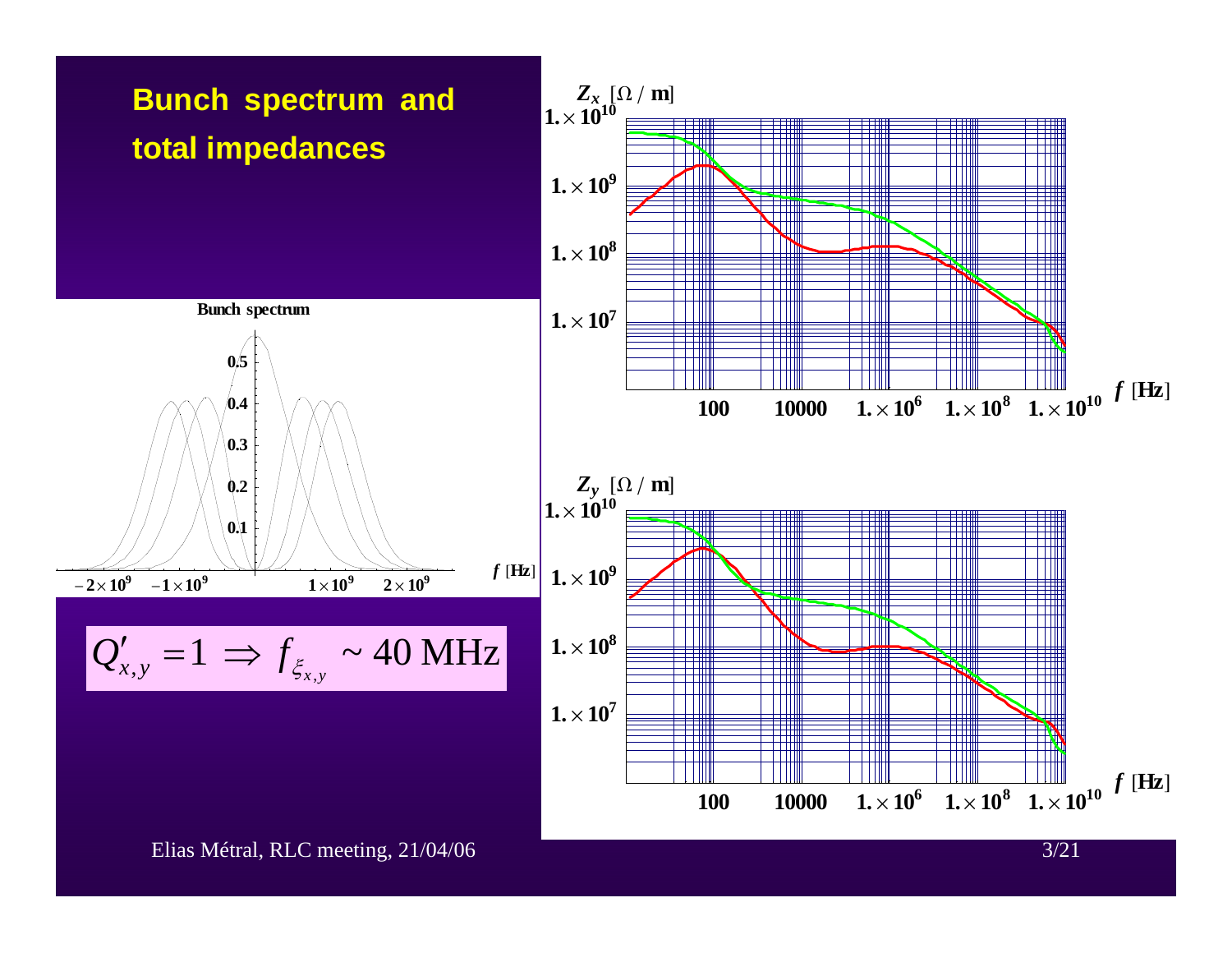# Bunch spectrum and total impedances

**Bunch spectrum**

$f$ [Hz]

$Z_x$ [$\Omega$ / m]

$f$ [Hz]

$Z_y$ [$\Omega$ / m]

$f$ [Hz]

$$Q'_{x,y} = 1 \Rightarrow f_{\xi_{x,y}} \sim 40 \text{ MHz}$$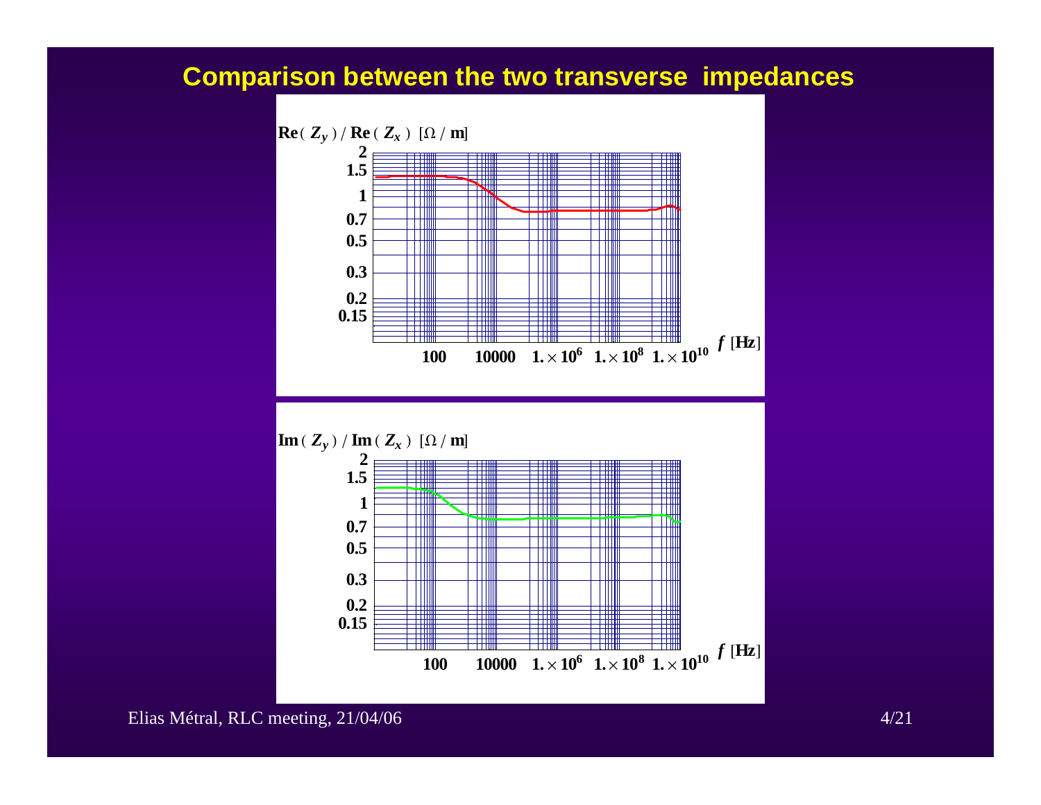# Comparison between the two transverse impedances

$\mathbf{Re}(Z_y) / \mathbf{Re}(Z_x)$ [Ω / m]

2
1.5
1
0.7
0.5
0.3
0.2
0.15

100 10000 $1. \times 10^6$ $1. \times 10^8$ $1. \times 10^{10}$ $f$ [Hz]

$\mathbf{Im}(Z_y) / \mathbf{Im}(Z_x)$ [Ω / m]

2
1.5
1
0.7
0.5
0.3
0.2
0.15

100 10000 $1. \times 10^6$ $1. \times 10^8$ $1. \times 10^{10}$ $f$ [Hz]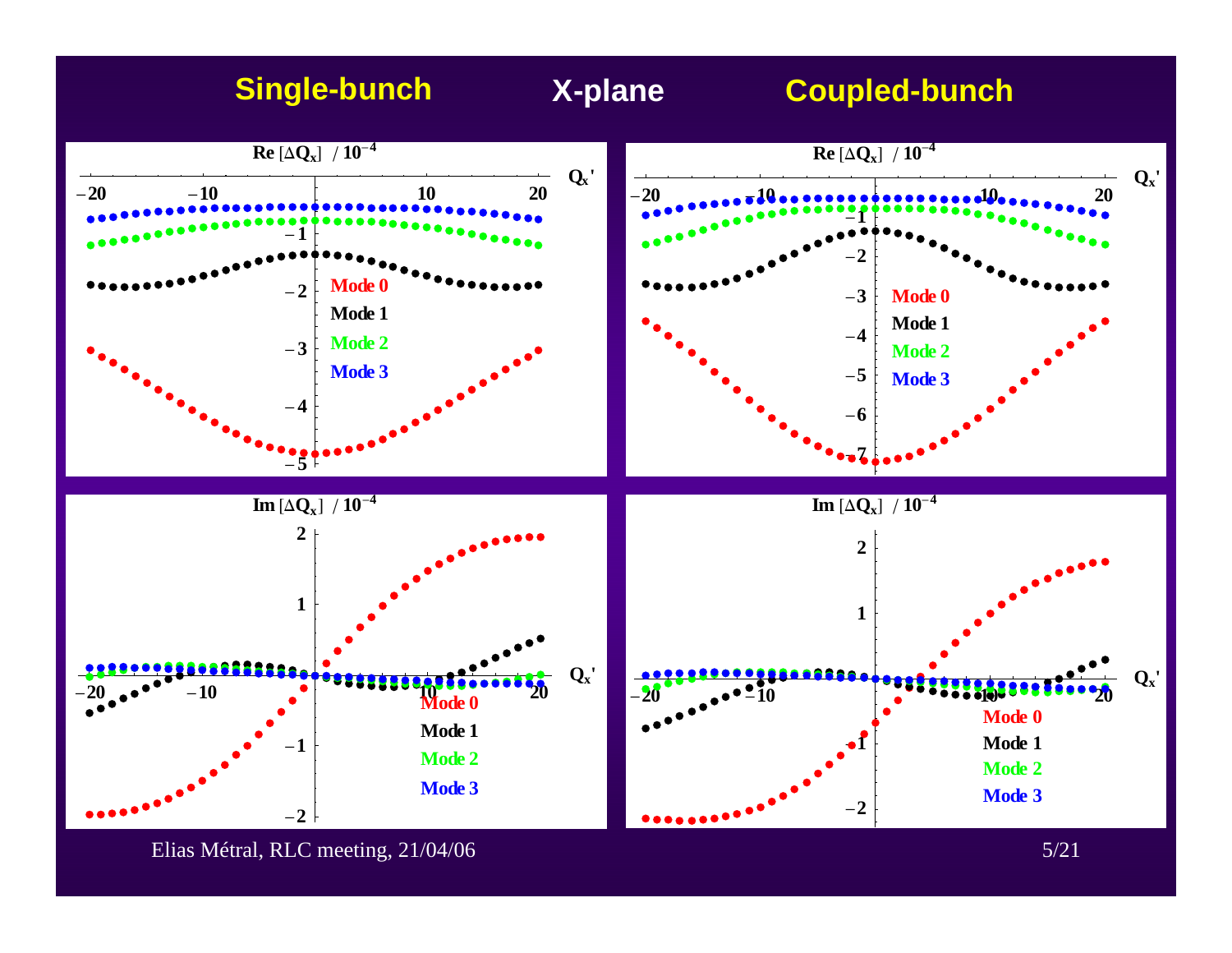**Single-bunch** **X-plane** **Coupled-bunch**

$\mathrm{Re}\,[\Delta Q_x]\ /\ 10^{-4}$

$Q_x'$

Mode 0
Mode 1
Mode 2
Mode 3

$\mathrm{Re}\,[\Delta Q_x]\ /\ 10^{-4}$

$Q_x'$

Mode 0
Mode 1
Mode 2
Mode 3

$\mathrm{Im}\,[\Delta Q_x]\ /\ 10^{-4}$

$Q_x'$

Mode 0
Mode 1
Mode 2
Mode 3

$\mathrm{Im}\,[\Delta Q_x]\ /\ 10^{-4}$

$Q_x'$

Mode 0
Mode 1
Mode 2
Mode 3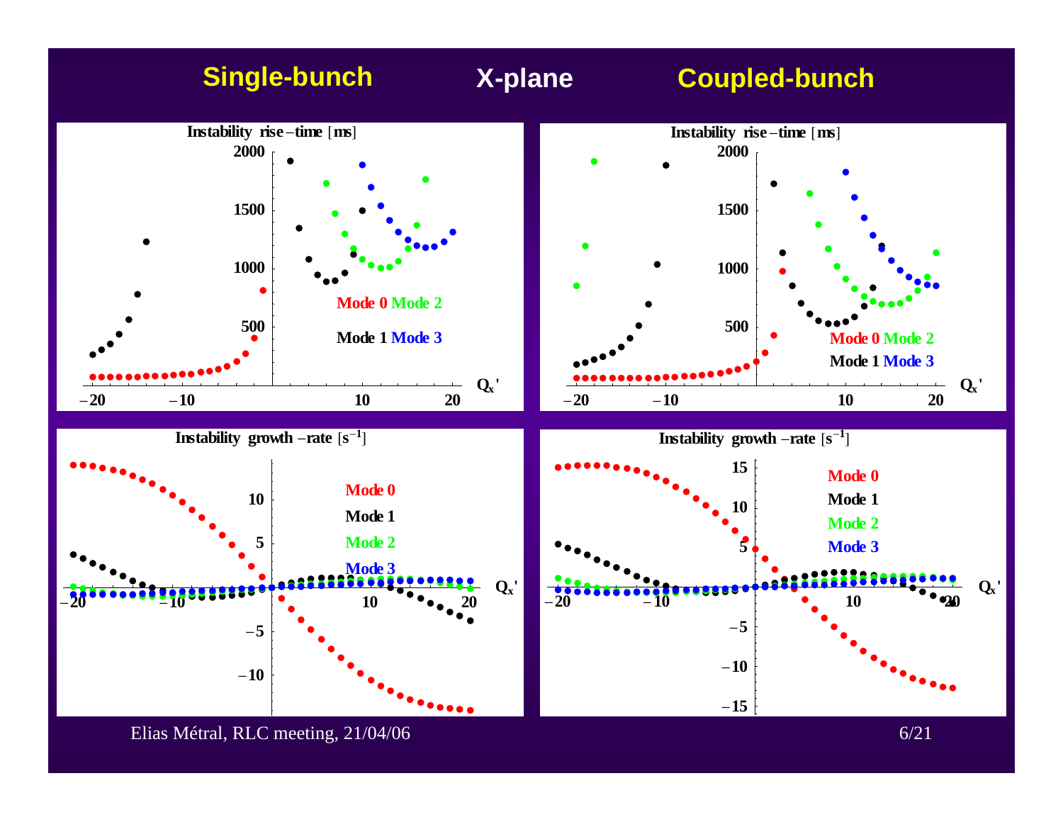## Single-bunch X-plane Coupled-bunch

**Single-bunch**

Instability rise−time [ms]

Mode 0 Mode 2

Mode 1 Mode 3

$Q_x'$

Instability growth−rate [$s^{-1}$]

Mode 0

Mode 1

Mode 2

Mode 3

$Q_x'$

**Coupled-bunch**

Instability rise−time [ms]

Mode 0 Mode 2

Mode 1 Mode 3

$Q_x'$

Instability growth−rate [$s^{-1}$]

Mode 0

Mode 1

Mode 2

Mode 3

$Q_x'$

Elias Métral, RLC meeting, 21/04/06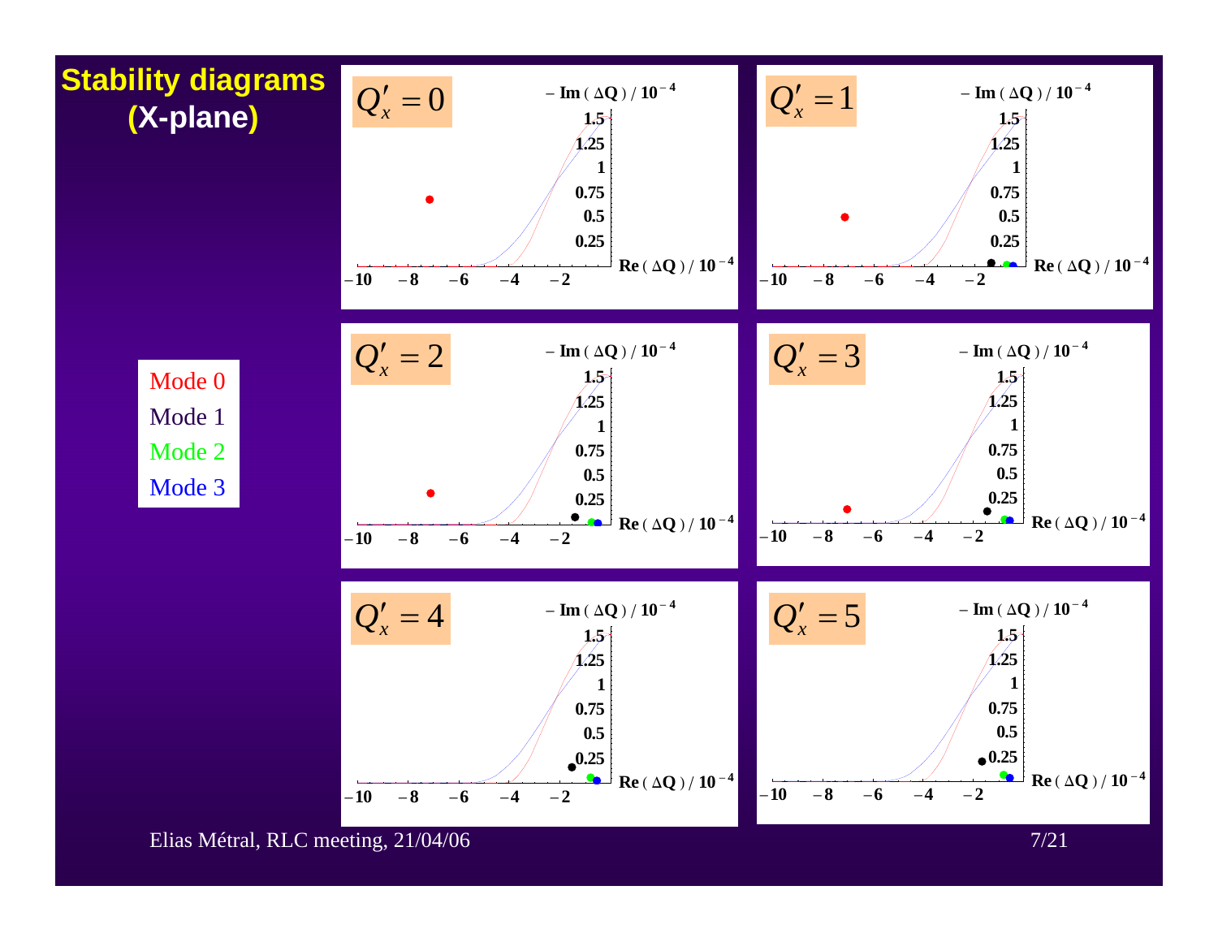# Stability diagrams (X-plane)

Mode 0
Mode 1
Mode 2
Mode 3

$Q'_x = 0$

$Q'_x = 1$

$Q'_x = 2$

$Q'_x = 3$

$Q'_x = 4$

$Q'_x = 5$

Axes: $-\mathrm{Im}(\Delta Q)/10^{-4}$ (0.25, 0.5, 0.75, 1, 1.25, 1.5) versus $\mathrm{Re}(\Delta Q)/10^{-4}$ (−10, −8, −6, −4, −2)

Elias Métral, RLC meeting, 21/04/06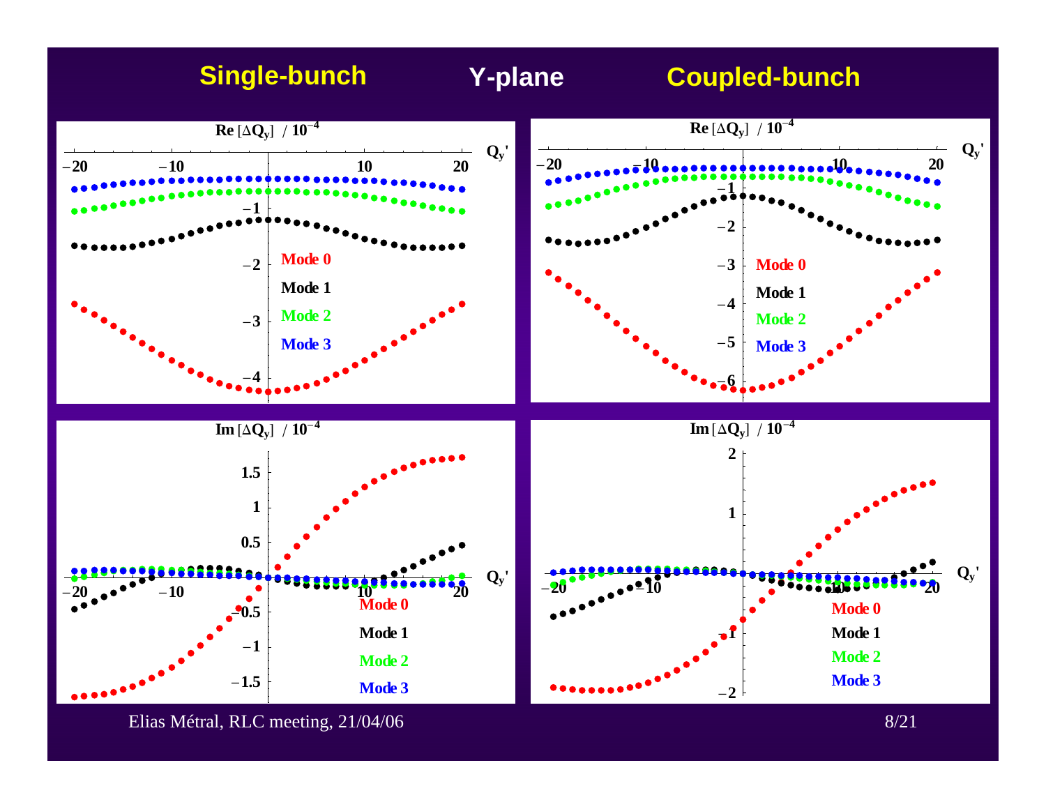**Single-bunch** **Y-plane** **Coupled-bunch**

Re $[\Delta Q_y]$ / $10^{-4}$ vs $Q_y'$ — Mode 0, Mode 1, Mode 2, Mode 3

Im $[\Delta Q_y]$ / $10^{-4}$ vs $Q_y'$ — Mode 0, Mode 1, Mode 2, Mode 3

Elias Métral, RLC meeting, 21/04/06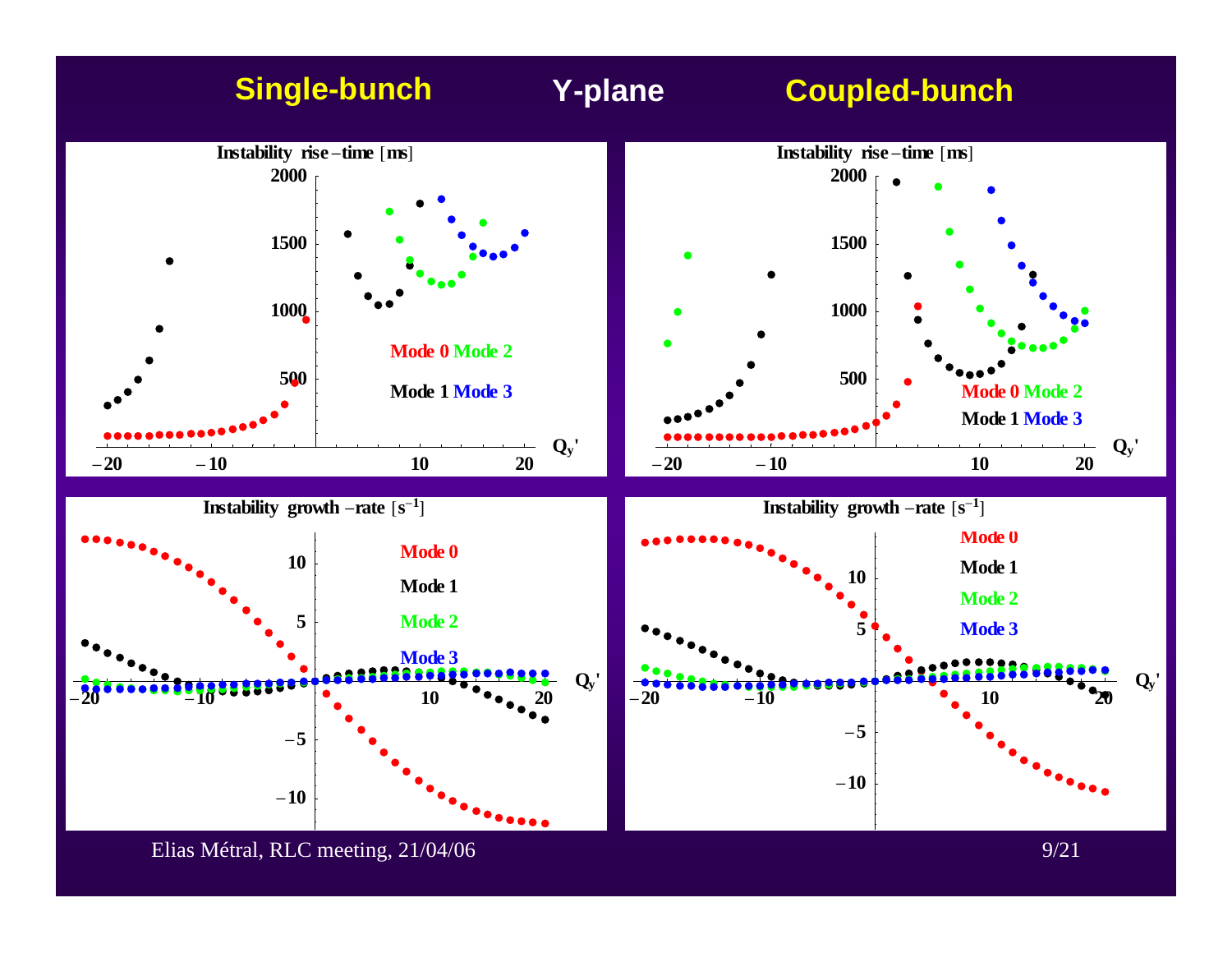## Single-bunch — Y-plane — Coupled-bunch

**Single-bunch**

Instability rise-time [ms]

Mode 0 Mode 2

Mode 1 Mode 3

$Q_y'$

Instability growth-rate [$s^{-1}$]

Mode 0

Mode 1

Mode 2

Mode 3

$Q_y'$

**Coupled-bunch**

Instability rise-time [ms]

Mode 0 Mode 2

Mode 1 Mode 3

$Q_y'$

Instability growth-rate [$s^{-1}$]

Mode 0

Mode 1

Mode 2

Mode 3

$Q_y'$

Elias Métral, RLC meeting, 21/04/06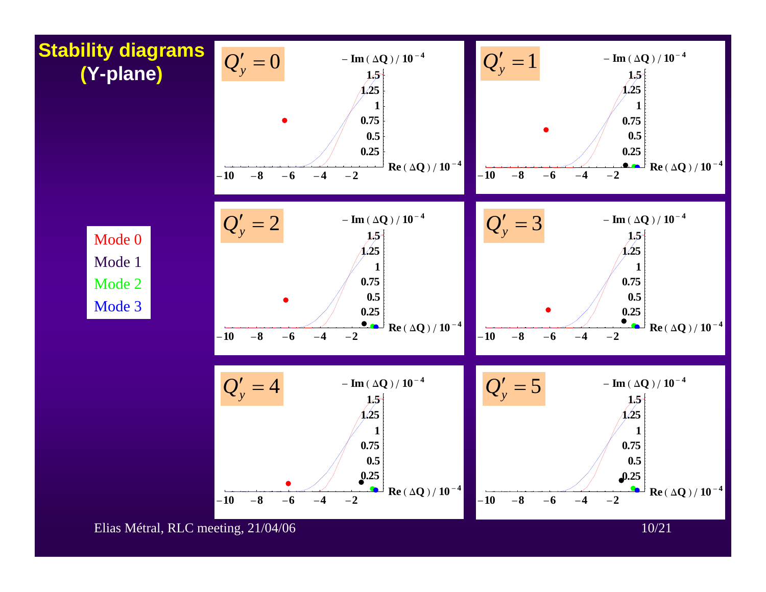# Stability diagrams (Y-plane)

Mode 0
Mode 1
Mode 2
Mode 3

$Q'_y = 0$

$Q'_y = 1$

$Q'_y = 2$

$Q'_y = 3$

$Q'_y = 4$

$Q'_y = 5$

Axes (each plot): $-\mathrm{Im}(\Delta Q) / 10^{-4}$ (0.25, 0.5, 0.75, 1, 1.25, 1.5) vs. $\mathrm{Re}(\Delta Q) / 10^{-4}$ (−10, −8, −6, −4, −2)

Elias Métral, RLC meeting, 21/04/06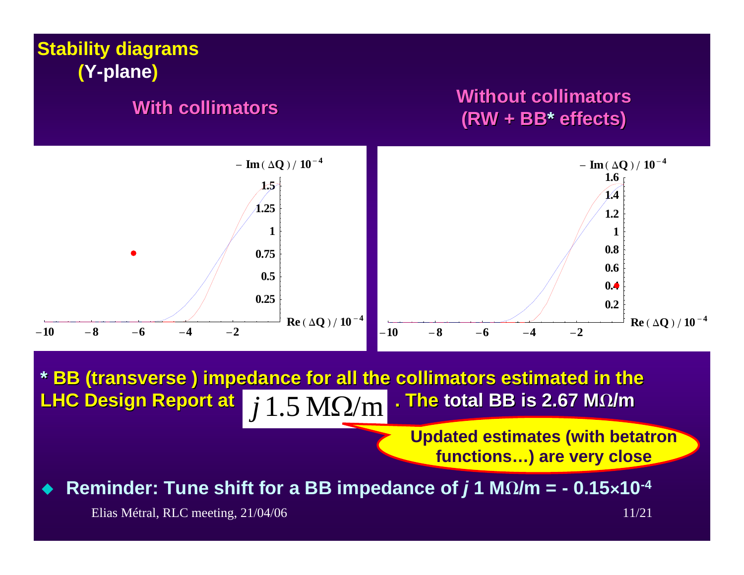# Stability diagrams (Y-plane)

**With collimators**

**Without collimators (RW + BB* effects)**

**\* BB (transverse ) impedance for all the collimators estimated in the LHC Design Report at $j\,1.5\ \mathrm{M\Omega/m}$. The total BB is 2.67 MΩ/m**

**Updated estimates (with betatron functions…) are very close**

- **Reminder: Tune shift for a BB impedance of *j* 1 MΩ/m = - 0.15×$10^{-4}$**

Elias Métral, RLC meeting, 21/04/06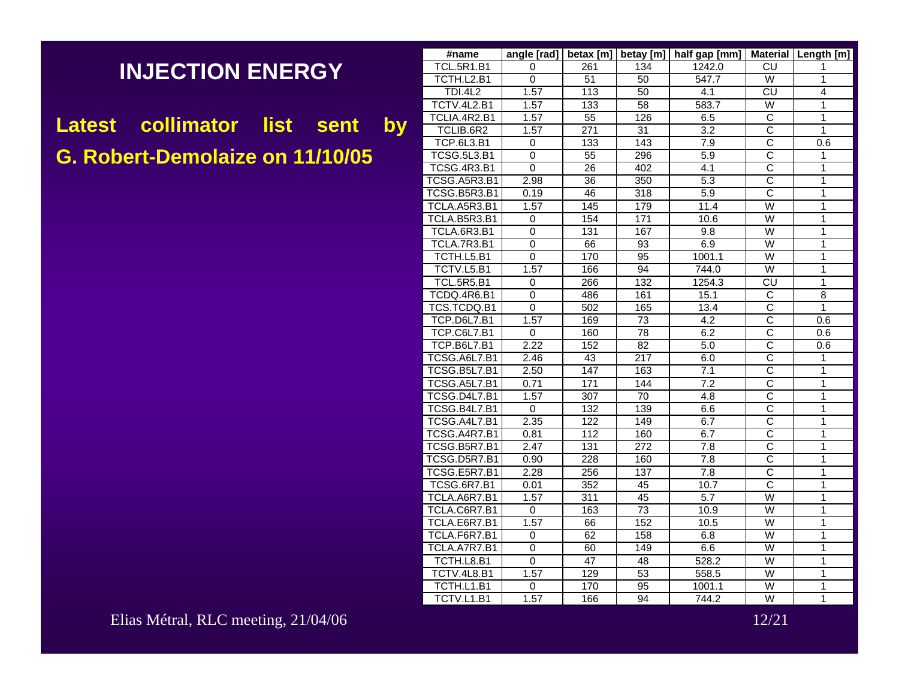# INJECTION ENERGY

**Latest collimator list sent by G. Robert-Demolaize on 11/10/05**

| #name | angle [rad] | betax [m] | betay [m] | half gap [mm] | Material | Length [m] |
|---|---|---|---|---|---|---|
| TCL.5R1.B1 | 0 | 261 | 134 | 1242.0 | CU | 1 |
| TCTH.L2.B1 | 0 | 51 | 50 | 547.7 | W | 1 |
| TDI.4L2 | 1.57 | 113 | 50 | 4.1 | CU | 4 |
| TCTV.4L2.B1 | 1.57 | 133 | 58 | 583.7 | W | 1 |
| TCLIA.4R2.B1 | 1.57 | 55 | 126 | 6.5 | C | 1 |
| TCLIB.6R2 | 1.57 | 271 | 31 | 3.2 | C | 1 |
| TCP.6L3.B1 | 0 | 133 | 143 | 7.9 | C | 0.6 |
| TCSG.5L3.B1 | 0 | 55 | 296 | 5.9 | C | 1 |
| TCSG.4R3.B1 | 0 | 26 | 402 | 4.1 | C | 1 |
| TCSG.A5R3.B1 | 2.98 | 36 | 350 | 5.3 | C | 1 |
| TCSG.B5R3.B1 | 0.19 | 46 | 318 | 5.9 | C | 1 |
| TCLA.A5R3.B1 | 1.57 | 145 | 179 | 11.4 | W | 1 |
| TCLA.B5R3.B1 | 0 | 154 | 171 | 10.6 | W | 1 |
| TCLA.6R3.B1 | 0 | 131 | 167 | 9.8 | W | 1 |
| TCLA.7R3.B1 | 0 | 66 | 93 | 6.9 | W | 1 |
| TCTH.L5.B1 | 0 | 170 | 95 | 1001.1 | W | 1 |
| TCTV.L5.B1 | 1.57 | 166 | 94 | 744.0 | W | 1 |
| TCL.5R5.B1 | 0 | 266 | 132 | 1254.3 | CU | 1 |
| TCDQ.4R6.B1 | 0 | 486 | 161 | 15.1 | C | 8 |
| TCS.TCDQ.B1 | 0 | 502 | 165 | 13.4 | C | 1 |
| TCP.D6L7.B1 | 1.57 | 169 | 73 | 4.2 | C | 0.6 |
| TCP.C6L7.B1 | 0 | 160 | 78 | 6.2 | C | 0.6 |
| TCP.B6L7.B1 | 2.22 | 152 | 82 | 5.0 | C | 0.6 |
| TCSG.A6L7.B1 | 2.46 | 43 | 217 | 6.0 | C | 1 |
| TCSG.B5L7.B1 | 2.50 | 147 | 163 | 7.1 | C | 1 |
| TCSG.A5L7.B1 | 0.71 | 171 | 144 | 7.2 | C | 1 |
| TCSG.D4L7.B1 | 1.57 | 307 | 70 | 4.8 | C | 1 |
| TCSG.B4L7.B1 | 0 | 132 | 139 | 6.6 | C | 1 |
| TCSG.A4L7.B1 | 2.35 | 122 | 149 | 6.7 | C | 1 |
| TCSG.A4R7.B1 | 0.81 | 112 | 160 | 6.7 | C | 1 |
| TCSG.B5R7.B1 | 2.47 | 131 | 272 | 7.8 | C | 1 |
| TCSG.D5R7.B1 | 0.90 | 228 | 160 | 7.8 | C | 1 |
| TCSG.E5R7.B1 | 2.28 | 256 | 137 | 7.8 | C | 1 |
| TCSG.6R7.B1 | 0.01 | 352 | 45 | 10.7 | C | 1 |
| TCLA.A6R7.B1 | 1.57 | 311 | 45 | 5.7 | W | 1 |
| TCLA.C6R7.B1 | 0 | 163 | 73 | 10.9 | W | 1 |
| TCLA.E6R7.B1 | 1.57 | 66 | 152 | 10.5 | W | 1 |
| TCLA.F6R7.B1 | 0 | 62 | 158 | 6.8 | W | 1 |
| TCLA.A7R7.B1 | 0 | 60 | 149 | 6.6 | W | 1 |
| TCTH.L8.B1 | 0 | 47 | 48 | 528.2 | W | 1 |
| TCTV.4L8.B1 | 1.57 | 129 | 53 | 558.5 | W | 1 |
| TCTH.L1.B1 | 0 | 170 | 95 | 1001.1 | W | 1 |
| TCTV.L1.B1 | 1.57 | 166 | 94 | 744.2 | W | 1 |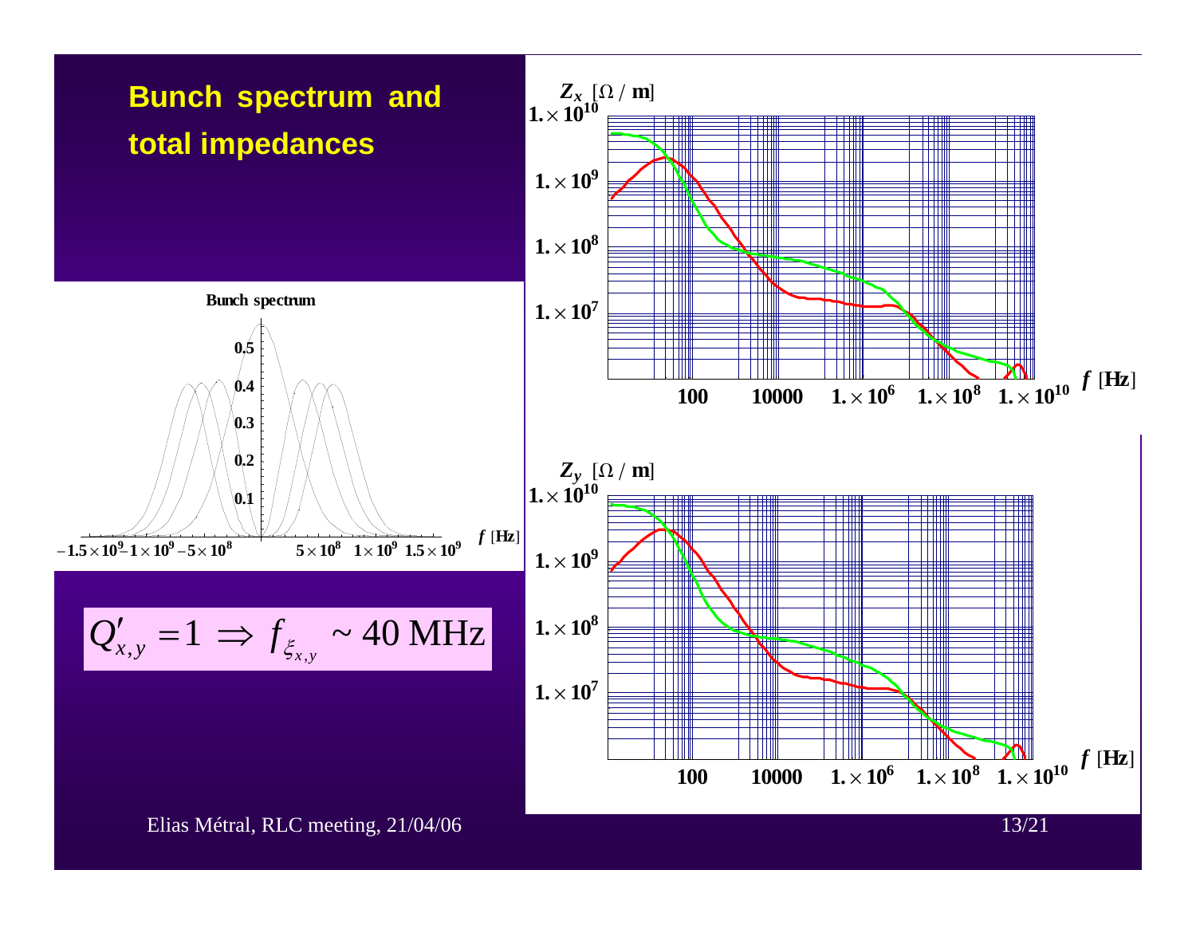# Bunch spectrum and total impedances

$$Q'_{x,y} = 1 \Rightarrow f_{\xi_{x,y}} \sim 40 \text{ MHz}$$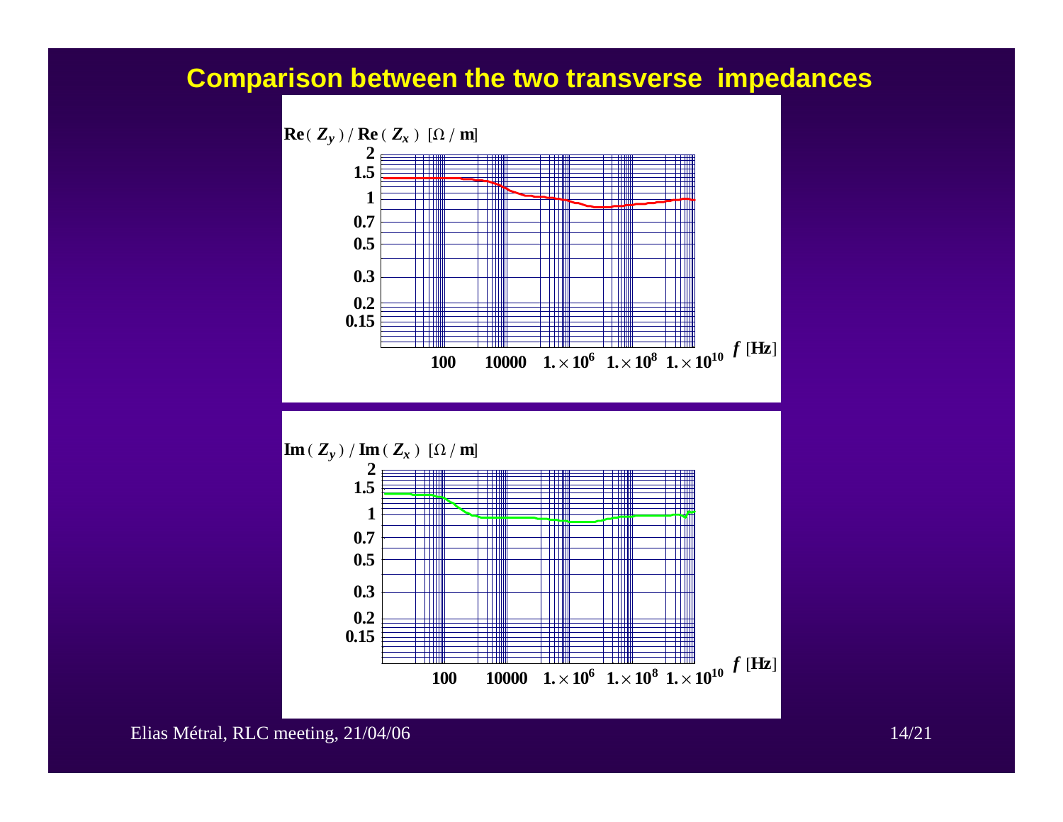## Comparison between the two transverse impedances

$\mathbf{Re}(Z_y) / \mathbf{Re}(Z_x)$ [$\Omega$ / m]

2
1.5
1
0.7
0.5
0.3
0.2
0.15

100 10000 $1. \times 10^6$ $1. \times 10^8$ $1. \times 10^{10}$ $f$ [Hz]

$\mathbf{Im}(Z_y) / \mathbf{Im}(Z_x)$ [$\Omega$ / m]

2
1.5
1
0.7
0.5
0.3
0.2
0.15

100 10000 $1. \times 10^6$ $1. \times 10^8$ $1. \times 10^{10}$ $f$ [Hz]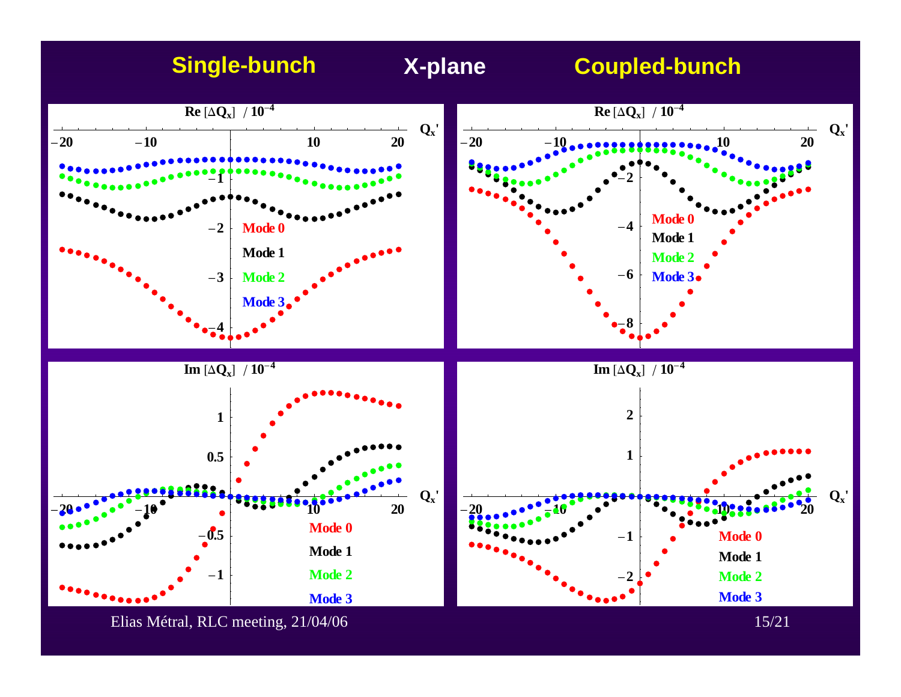# Single-bunch X-plane Coupled-bunch

**Single-bunch:**

Re $[\Delta Q_x]$ / $10^{-4}$ vs. $Q_x'$ — Mode 0, Mode 1, Mode 2, Mode 3

Im $[\Delta Q_x]$ / $10^{-4}$ vs. $Q_x'$ — Mode 0, Mode 1, Mode 2, Mode 3

**Coupled-bunch:**

Re $[\Delta Q_x]$ / $10^{-4}$ vs. $Q_x'$ — Mode 0, Mode 1, Mode 2, Mode 3

Im $[\Delta Q_x]$ / $10^{-4}$ vs. $Q_x'$ — Mode 0, Mode 1, Mode 2, Mode 3

Elias Métral, RLC meeting, 21/04/06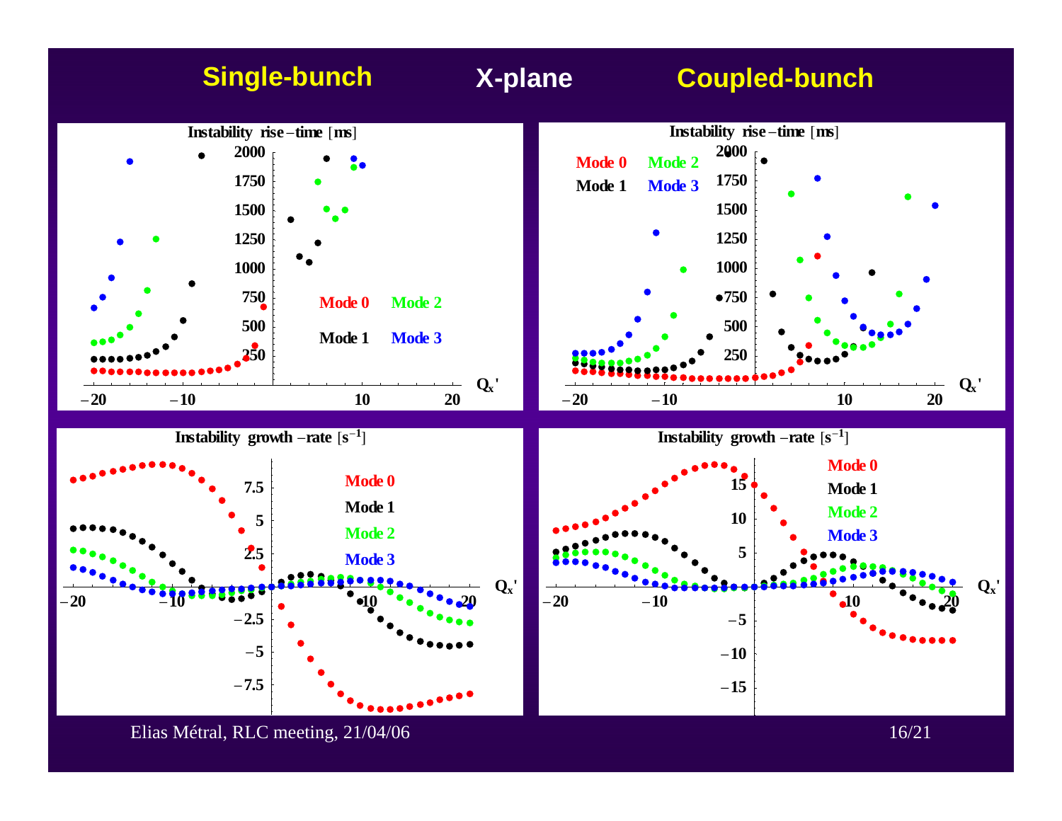## Single-bunch X-plane Coupled-bunch

**Single-bunch — Instability rise-time [ms]** (vs. $Q_x'$; Mode 0, Mode 1, Mode 2, Mode 3)

**Coupled-bunch — Instability rise-time [ms]** (vs. $Q_x'$; Mode 0, Mode 1, Mode 2, Mode 3)

**Single-bunch — Instability growth-rate [s$^{-1}$]** (vs. $Q_x'$; Mode 0, Mode 1, Mode 2, Mode 3)

**Coupled-bunch — Instability growth-rate [s$^{-1}$]** (vs. $Q_x'$; Mode 0, Mode 1, Mode 2, Mode 3)

Elias Métral, RLC meeting, 21/04/06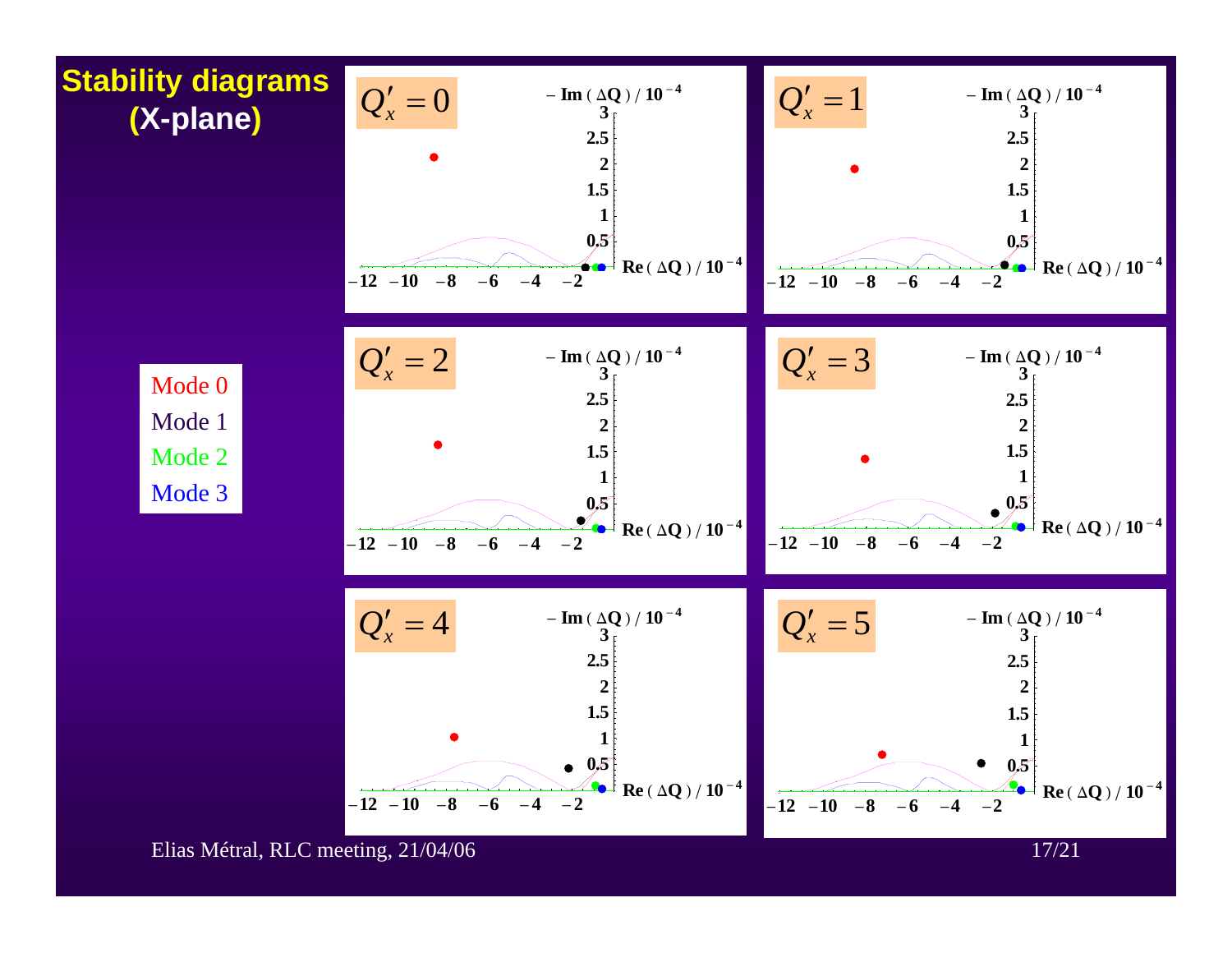# Stability diagrams (X-plane)

Mode 0
Mode 1
Mode 2
Mode 3

$Q'_x = 0$

$Q'_x = 1$

$Q'_x = 2$

$Q'_x = 3$

$Q'_x = 4$

$Q'_x = 5$

Axes (each plot): $-\mathrm{Im}(\Delta Q) / 10^{-4}$ (vertical) vs. $\mathrm{Re}(\Delta Q) / 10^{-4}$ (horizontal)

Elias Métral, RLC meeting, 21/04/06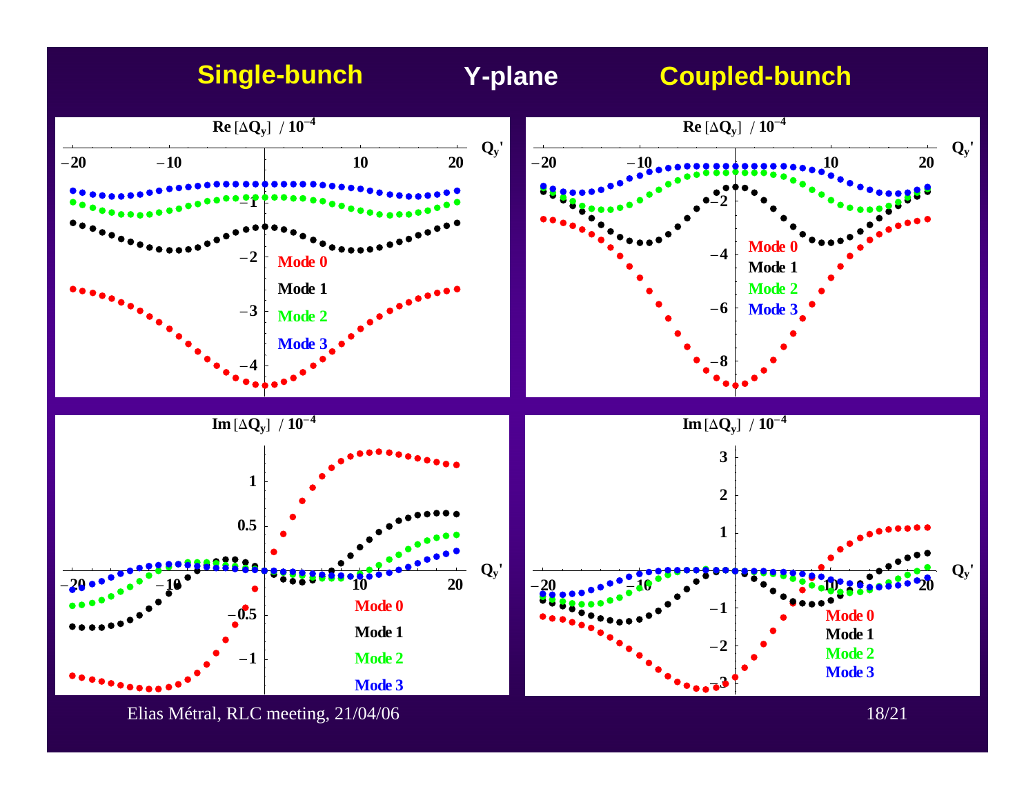## Single-bunch Y-plane Coupled-bunch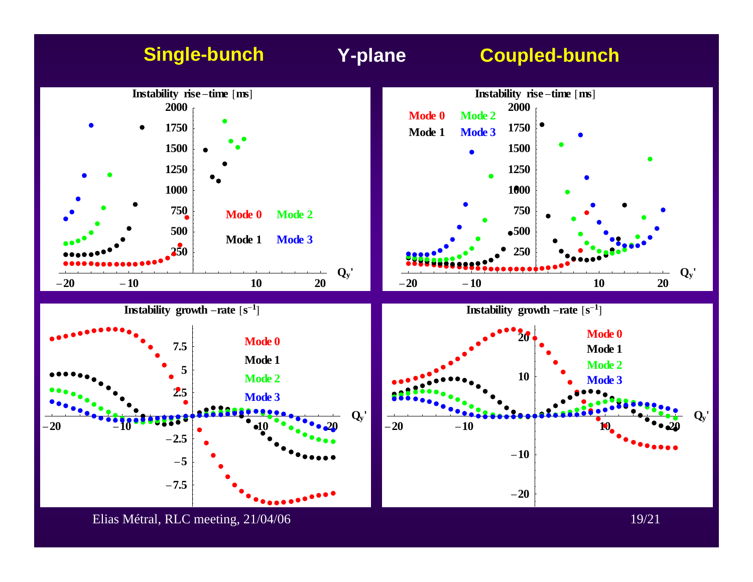## Single-bunch Y-plane Coupled-bunch

**Instability rise-time [ms]**

Mode 0 Mode 2

Mode 1 Mode 3

$Q_y'$

**Instability rise-time [ms]**

Mode 0 Mode 2

Mode 1 Mode 3

$Q_y'$

**Instability growth-rate [$s^{-1}$]**

Mode 0

Mode 1

Mode 2

Mode 3

$Q_y'$

**Instability growth-rate [$s^{-1}$]**

Mode 0

Mode 1

Mode 2

Mode 3

$Q_y'$

Elias Métral, RLC meeting, 21/04/06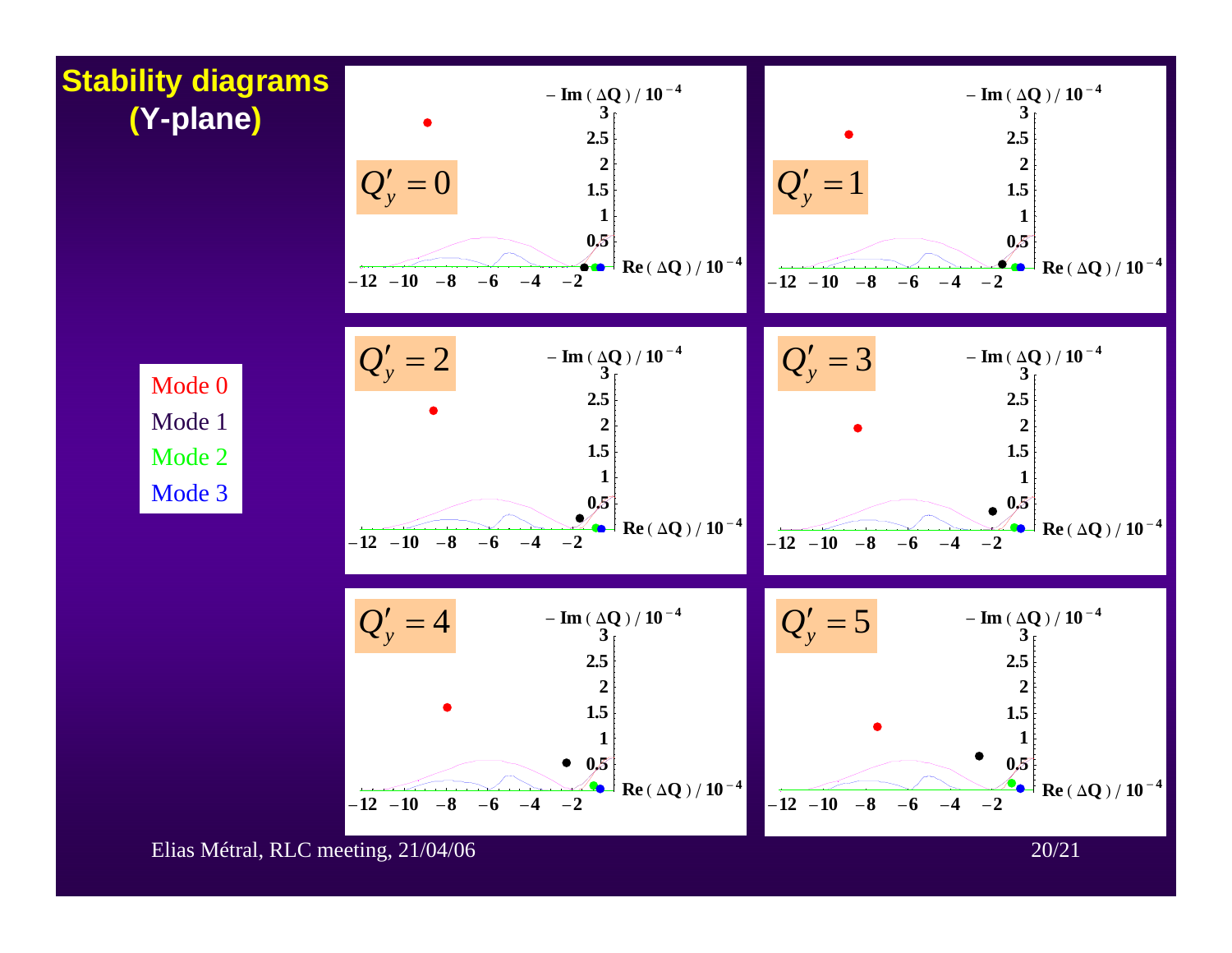# Stability diagrams (Y-plane)

Mode 0

Mode 1

Mode 2

Mode 3

$Q'_y = 0$

$Q'_y = 1$

$Q'_y = 2$

$Q'_y = 3$

$Q'_y = 4$

$Q'_y = 5$

$-\mathrm{Im}(\Delta Q) / 10^{-4}$

$\mathrm{Re}(\Delta Q) / 10^{-4}$

Elias Métral, RLC meeting, 21/04/06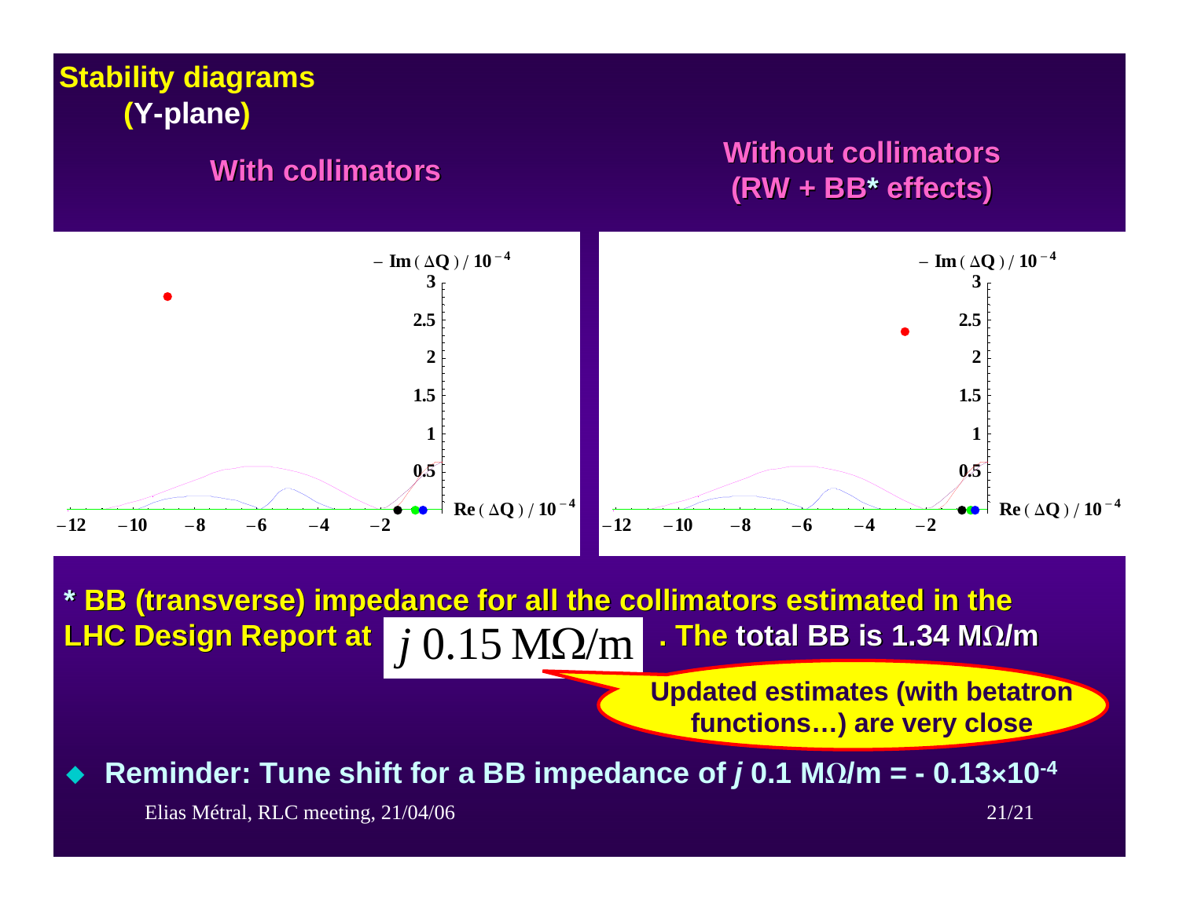# Stability diagrams (Y-plane)

## With collimators

$-\text{Im}(\Delta Q) / 10^{-4}$

3

2.5

2

1.5

1

0.5

$\text{Re}(\Delta Q) / 10^{-4}$

−12 −10 −8 −6 −4 −2

## Without collimators (RW + BB* effects)

$-\text{Im}(\Delta Q) / 10^{-4}$

3

2.5

2

1.5

1

0.5

$\text{Re}(\Delta Q) / 10^{-4}$

−12 −10 −8 −6 −4 −2

**\* BB (transverse) impedance for all the collimators estimated in the LHC Design Report at** $j\,0.15\ \text{M}\Omega/\text{m}$ **. The total BB is 1.34 MΩ/m**

**Updated estimates (with betatron functions…) are very close**

- **Reminder: Tune shift for a BB impedance of *j* 0.1 MΩ/m = $-\ 0.13 \times 10^{-4}$**

Elias Métral, RLC meeting, 21/04/06